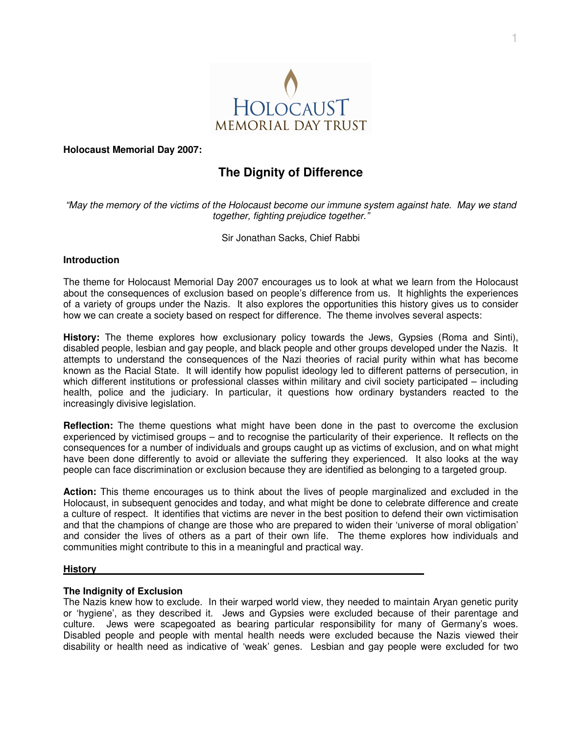HOLOCAUST MEMORIAL DAY TRUST

**Holocaust Memorial Day 2007:**

# The Dignity of Difference

*"May the memory of the victims of the Holocaust become our immune system against hate. May we stand together, fighting prejudice together."*

Sir Jonathan Sacks, Chief Rabbi

### Introduction

The theme for Holocaust Memorial Day 2007 encourages us to look at what we learn from the Holocaust about the consequences of exclusion based on people's difference from us. It highlights the experiences of a variety of groups under the Nazis. It also explores the opportunities this history gives us to consider how we can create a society based on respect for difference. The theme involves several aspects:

**History:** The theme explores how exclusionary policy towards the Jews, Gypsies (Roma and Sinti), disabled people, lesbian and gay people, and black people and other groups developed under the Nazis. It attempts to understand the consequences of the Nazi theories of racial purity within what has become known as the Racial State. It will identify how populist ideology led to different patterns of persecution, in which different institutions or professional classes within military and civil society participated – including health, police and the judiciary. In particular, it questions how ordinary bystanders reacted to the increasingly divisive legislation.

**Reflection:** The theme questions what might have been done in the past to overcome the exclusion experienced by victimised groups – and to recognise the particularity of their experience. It reflects on the consequences for a number of individuals and groups caught up as victims of exclusion, and on what might have been done differently to avoid or alleviate the suffering they experienced. It also looks at the way people can face discrimination or exclusion because they are identified as belonging to a targeted group.

**Action:** This theme encourages us to think about the lives of people marginalized and excluded in the Holocaust, in subsequent genocides and today, and what might be done to celebrate difference and create a culture of respect. It identifies that victims are never in the best position to defend their own victimisation and that the champions of change are those who are prepared to widen their 'universe of moral obligation' and consider the lives of others as a part of their own life. The theme explores how individuals and communities might contribute to this in a meaningful and practical way.

## History

### The Indignity of Exclusion

The Nazis knew how to exclude. In their warped world view, they needed to maintain Aryan genetic purity or 'hygiene', as they described it. Jews and Gypsies were excluded because of their parentage and culture. Jews were scapegoated as bearing particular responsibility for many of Germany's woes. Disabled people and people with mental health needs were excluded because the Nazis viewed their disability or health need as indicative of 'weak' genes. Lesbian and gay people were excluded for two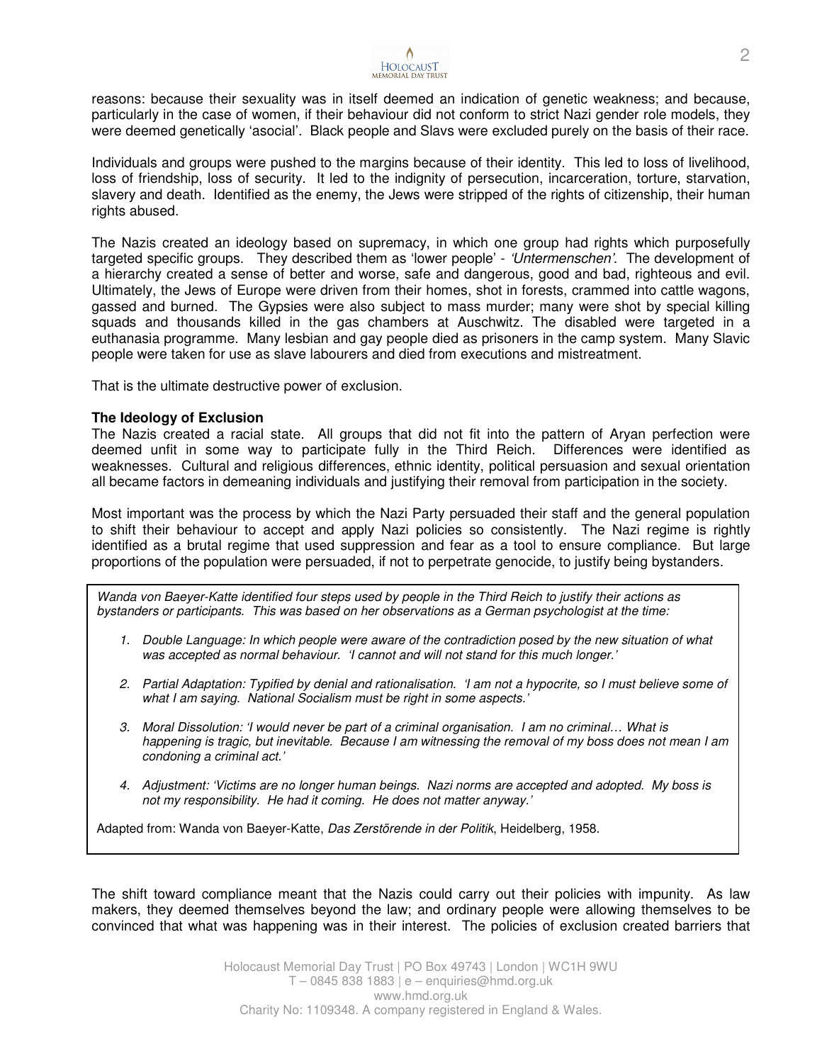reasons: because their sexuality was in itself deemed an indication of genetic weakness; and because, particularly in the case of women, if their behaviour did not conform to strict Nazi gender role models, they were deemed genetically 'asocial'. Black people and Slavs were excluded purely on the basis of their race.

Individuals and groups were pushed to the margins because of their identity. This led to loss of livelihood, loss of friendship, loss of security. It led to the indignity of persecution, incarceration, torture, starvation, slavery and death. Identified as the enemy, the Jews were stripped of the rights of citizenship, their human rights abused.

The Nazis created an ideology based on supremacy, in which one group had rights which purposefully targeted specific groups. They described them as 'lower people' - *'Untermenschen'*. The development of a hierarchy created a sense of better and worse, safe and dangerous, good and bad, righteous and evil. Ultimately, the Jews of Europe were driven from their homes, shot in forests, crammed into cattle wagons, gassed and burned. The Gypsies were also subject to mass murder; many were shot by special killing squads and thousands killed in the gas chambers at Auschwitz. The disabled were targeted in a euthanasia programme. Many lesbian and gay people died as prisoners in the camp system. Many Slavic people were taken for use as slave labourers and died from executions and mistreatment.

That is the ultimate destructive power of exclusion.

**The Ideology of Exclusion**

The Nazis created a racial state. All groups that did not fit into the pattern of Aryan perfection were deemed unfit in some way to participate fully in the Third Reich. Differences were identified as weaknesses. Cultural and religious differences, ethnic identity, political persuasion and sexual orientation all became factors in demeaning individuals and justifying their removal from participation in the society.

Most important was the process by which the Nazi Party persuaded their staff and the general population to shift their behaviour to accept and apply Nazi policies so consistently. The Nazi regime is rightly identified as a brutal regime that used suppression and fear as a tool to ensure compliance. But large proportions of the population were persuaded, if not to perpetrate genocide, to justify being bystanders.

*Wanda von Baeyer-Katte identified four steps used by people in the Third Reich to justify their actions as bystanders or participants. This was based on her observations as a German psychologist at the time:*

1. *Double Language: In which people were aware of the contradiction posed by the new situation of what was accepted as normal behaviour. 'I cannot and will not stand for this much longer.'*

2. *Partial Adaptation: Typified by denial and rationalisation. 'I am not a hypocrite, so I must believe some of what I am saying. National Socialism must be right in some aspects.'*

3. *Moral Dissolution: 'I would never be part of a criminal organisation. I am no criminal… What is happening is tragic, but inevitable. Because I am witnessing the removal of my boss does not mean I am condoning a criminal act.'*

4. *Adjustment: 'Victims are no longer human beings. Nazi norms are accepted and adopted. My boss is not my responsibility. He had it coming. He does not matter anyway.'*

Adapted from: Wanda von Baeyer-Katte, *Das Zerstörende in der Politik*, Heidelberg, 1958.

The shift toward compliance meant that the Nazis could carry out their policies with impunity. As law makers, they deemed themselves beyond the law; and ordinary people were allowing themselves to be convinced that what was happening was in their interest. The policies of exclusion created barriers that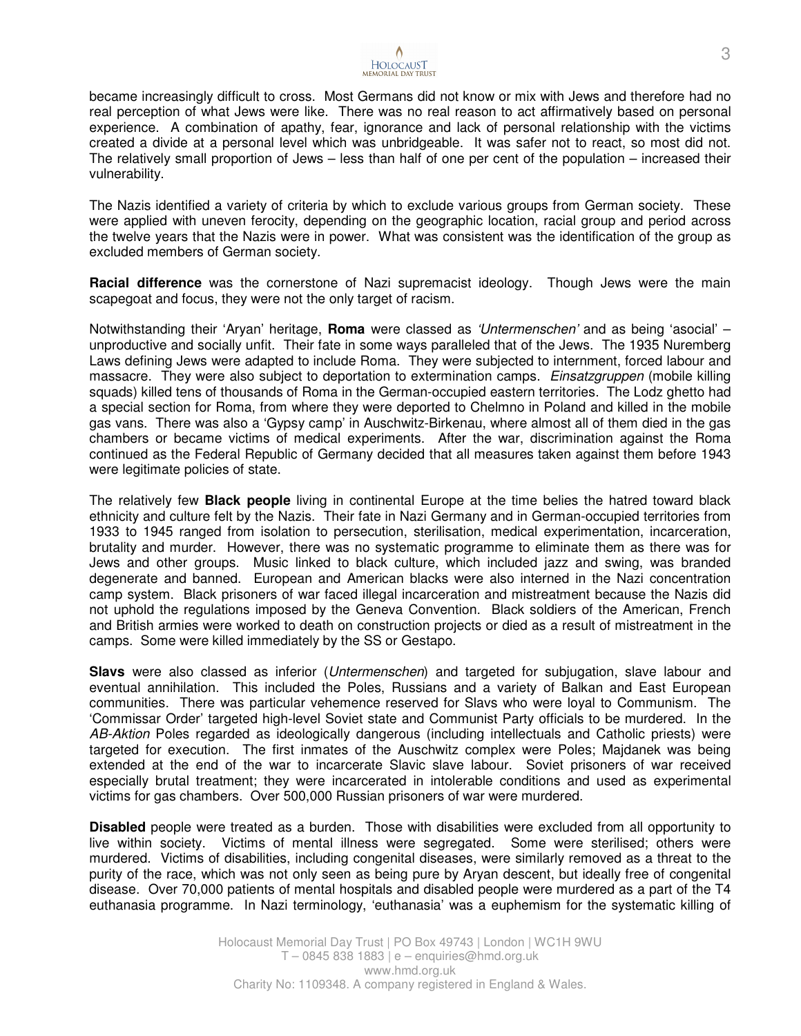became increasingly difficult to cross. Most Germans did not know or mix with Jews and therefore had no real perception of what Jews were like. There was no real reason to act affirmatively based on personal experience. A combination of apathy, fear, ignorance and lack of personal relationship with the victims created a divide at a personal level which was unbridgeable. It was safer not to react, so most did not. The relatively small proportion of Jews – less than half of one per cent of the population – increased their vulnerability.

The Nazis identified a variety of criteria by which to exclude various groups from German society. These were applied with uneven ferocity, depending on the geographic location, racial group and period across the twelve years that the Nazis were in power. What was consistent was the identification of the group as excluded members of German society.

**Racial difference** was the cornerstone of Nazi supremacist ideology. Though Jews were the main scapegoat and focus, they were not the only target of racism.

Notwithstanding their 'Aryan' heritage, **Roma** were classed as *'Untermenschen'* and as being 'asocial' – unproductive and socially unfit. Their fate in some ways paralleled that of the Jews. The 1935 Nuremberg Laws defining Jews were adapted to include Roma. They were subjected to internment, forced labour and massacre. They were also subject to deportation to extermination camps. *Einsatzgruppen* (mobile killing squads) killed tens of thousands of Roma in the German-occupied eastern territories. The Lodz ghetto had a special section for Roma, from where they were deported to Chelmno in Poland and killed in the mobile gas vans. There was also a 'Gypsy camp' in Auschwitz-Birkenau, where almost all of them died in the gas chambers or became victims of medical experiments. After the war, discrimination against the Roma continued as the Federal Republic of Germany decided that all measures taken against them before 1943 were legitimate policies of state.

The relatively few **Black people** living in continental Europe at the time belies the hatred toward black ethnicity and culture felt by the Nazis. Their fate in Nazi Germany and in German-occupied territories from 1933 to 1945 ranged from isolation to persecution, sterilisation, medical experimentation, incarceration, brutality and murder. However, there was no systematic programme to eliminate them as there was for Jews and other groups. Music linked to black culture, which included jazz and swing, was branded degenerate and banned. European and American blacks were also interned in the Nazi concentration camp system. Black prisoners of war faced illegal incarceration and mistreatment because the Nazis did not uphold the regulations imposed by the Geneva Convention. Black soldiers of the American, French and British armies were worked to death on construction projects or died as a result of mistreatment in the camps. Some were killed immediately by the SS or Gestapo.

**Slavs** were also classed as inferior (*Untermenschen*) and targeted for subjugation, slave labour and eventual annihilation. This included the Poles, Russians and a variety of Balkan and East European communities. There was particular vehemence reserved for Slavs who were loyal to Communism. The 'Commissar Order' targeted high-level Soviet state and Communist Party officials to be murdered. In the *AB-Aktion* Poles regarded as ideologically dangerous (including intellectuals and Catholic priests) were targeted for execution. The first inmates of the Auschwitz complex were Poles; Majdanek was being extended at the end of the war to incarcerate Slavic slave labour. Soviet prisoners of war received especially brutal treatment; they were incarcerated in intolerable conditions and used as experimental victims for gas chambers. Over 500,000 Russian prisoners of war were murdered.

**Disabled** people were treated as a burden. Those with disabilities were excluded from all opportunity to live within society. Victims of mental illness were segregated. Some were sterilised; others were murdered. Victims of disabilities, including congenital diseases, were similarly removed as a threat to the purity of the race, which was not only seen as being pure by Aryan descent, but ideally free of congenital disease. Over 70,000 patients of mental hospitals and disabled people were murdered as a part of the T4 euthanasia programme. In Nazi terminology, 'euthanasia' was a euphemism for the systematic killing of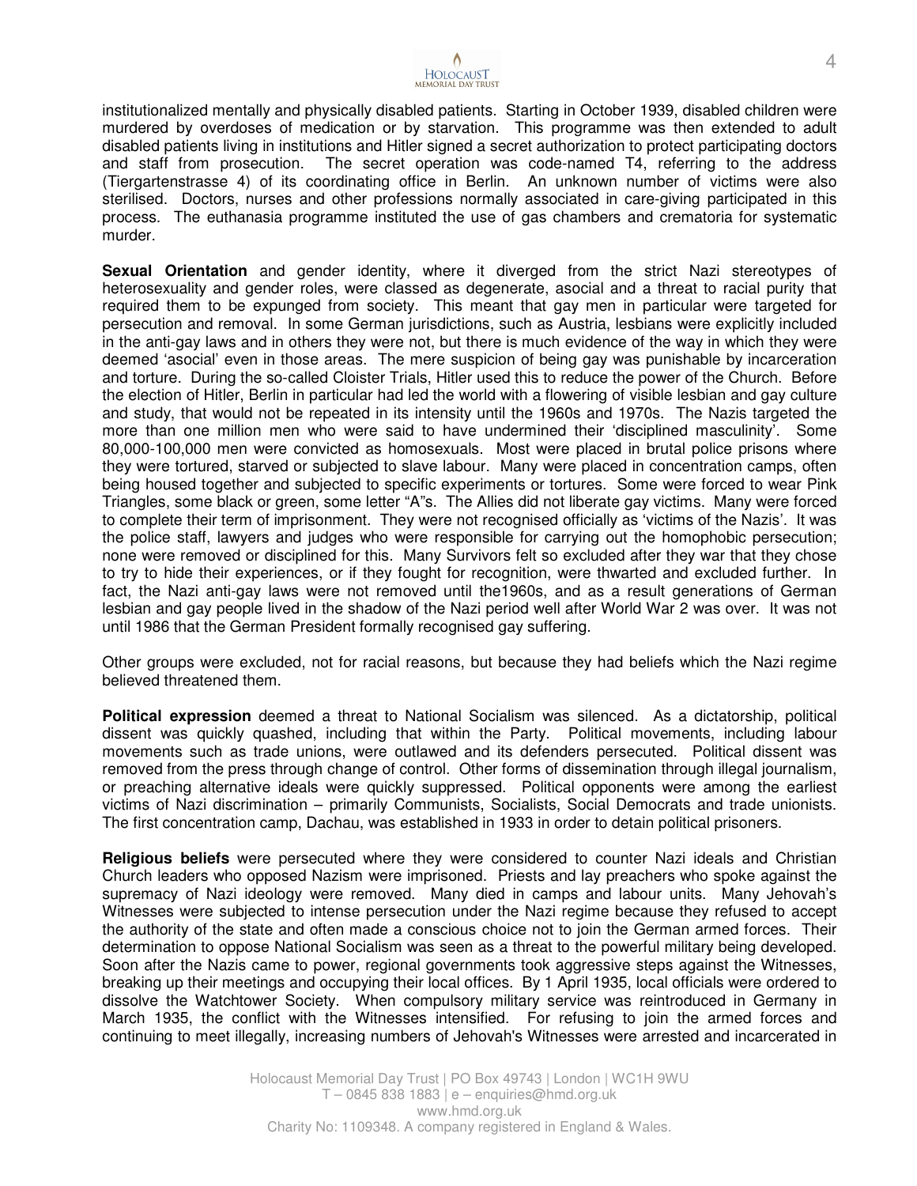institutionalized mentally and physically disabled patients. Starting in October 1939, disabled children were murdered by overdoses of medication or by starvation. This programme was then extended to adult disabled patients living in institutions and Hitler signed a secret authorization to protect participating doctors and staff from prosecution. The secret operation was code-named T4, referring to the address (Tiergartenstrasse 4) of its coordinating office in Berlin. An unknown number of victims were also sterilised. Doctors, nurses and other professions normally associated in care-giving participated in this process. The euthanasia programme instituted the use of gas chambers and crematoria for systematic murder.

**Sexual Orientation** and gender identity, where it diverged from the strict Nazi stereotypes of heterosexuality and gender roles, were classed as degenerate, asocial and a threat to racial purity that required them to be expunged from society. This meant that gay men in particular were targeted for persecution and removal. In some German jurisdictions, such as Austria, lesbians were explicitly included in the anti-gay laws and in others they were not, but there is much evidence of the way in which they were deemed 'asocial' even in those areas. The mere suspicion of being gay was punishable by incarceration and torture. During the so-called Cloister Trials, Hitler used this to reduce the power of the Church. Before the election of Hitler, Berlin in particular had led the world with a flowering of visible lesbian and gay culture and study, that would not be repeated in its intensity until the 1960s and 1970s. The Nazis targeted the more than one million men who were said to have undermined their 'disciplined masculinity'. Some 80,000-100,000 men were convicted as homosexuals. Most were placed in brutal police prisons where they were tortured, starved or subjected to slave labour. Many were placed in concentration camps, often being housed together and subjected to specific experiments or tortures. Some were forced to wear Pink Triangles, some black or green, some letter "A"s. The Allies did not liberate gay victims. Many were forced to complete their term of imprisonment. They were not recognised officially as 'victims of the Nazis'. It was the police staff, lawyers and judges who were responsible for carrying out the homophobic persecution; none were removed or disciplined for this. Many Survivors felt so excluded after they war that they chose to try to hide their experiences, or if they fought for recognition, were thwarted and excluded further. In fact, the Nazi anti-gay laws were not removed until the1960s, and as a result generations of German lesbian and gay people lived in the shadow of the Nazi period well after World War 2 was over. It was not until 1986 that the German President formally recognised gay suffering.

Other groups were excluded, not for racial reasons, but because they had beliefs which the Nazi regime believed threatened them.

**Political expression** deemed a threat to National Socialism was silenced. As a dictatorship, political dissent was quickly quashed, including that within the Party. Political movements, including labour movements such as trade unions, were outlawed and its defenders persecuted. Political dissent was removed from the press through change of control. Other forms of dissemination through illegal journalism, or preaching alternative ideals were quickly suppressed. Political opponents were among the earliest victims of Nazi discrimination – primarily Communists, Socialists, Social Democrats and trade unionists. The first concentration camp, Dachau, was established in 1933 in order to detain political prisoners.

**Religious beliefs** were persecuted where they were considered to counter Nazi ideals and Christian Church leaders who opposed Nazism were imprisoned. Priests and lay preachers who spoke against the supremacy of Nazi ideology were removed. Many died in camps and labour units. Many Jehovah's Witnesses were subjected to intense persecution under the Nazi regime because they refused to accept the authority of the state and often made a conscious choice not to join the German armed forces. Their determination to oppose National Socialism was seen as a threat to the powerful military being developed. Soon after the Nazis came to power, regional governments took aggressive steps against the Witnesses, breaking up their meetings and occupying their local offices. By 1 April 1935, local officials were ordered to dissolve the Watchtower Society. When compulsory military service was reintroduced in Germany in March 1935, the conflict with the Witnesses intensified. For refusing to join the armed forces and continuing to meet illegally, increasing numbers of Jehovah's Witnesses were arrested and incarcerated in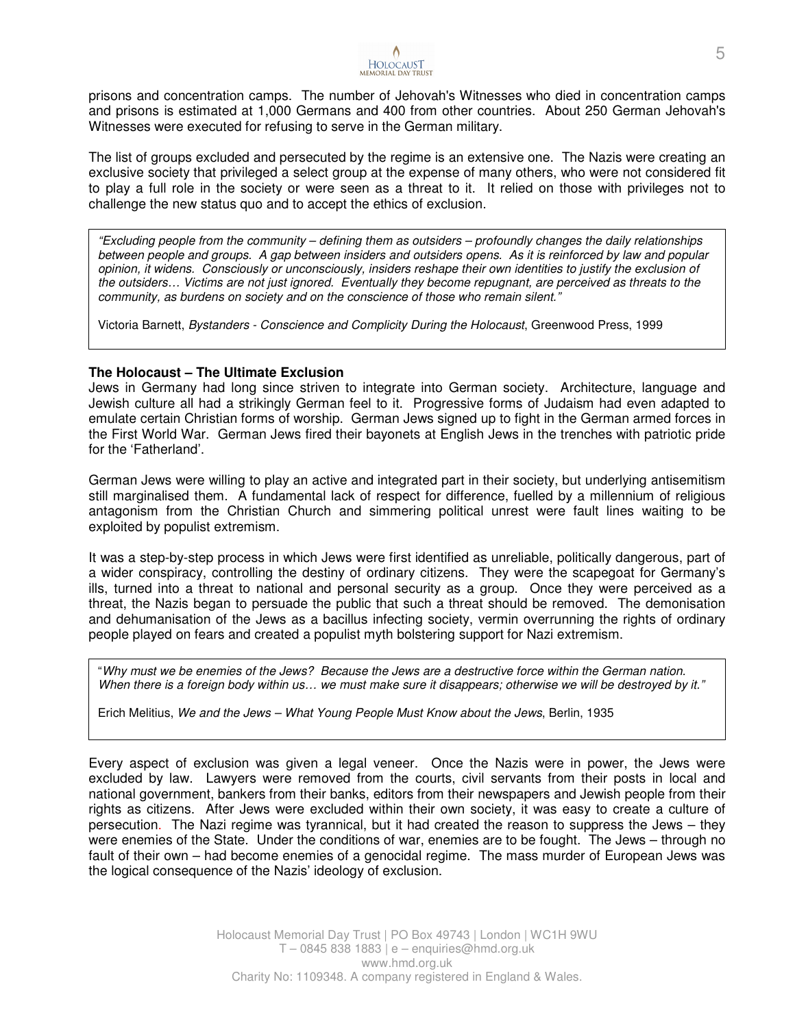prisons and concentration camps. The number of Jehovah's Witnesses who died in concentration camps and prisons is estimated at 1,000 Germans and 400 from other countries. About 250 German Jehovah's Witnesses were executed for refusing to serve in the German military.

The list of groups excluded and persecuted by the regime is an extensive one. The Nazis were creating an exclusive society that privileged a select group at the expense of many others, who were not considered fit to play a full role in the society or were seen as a threat to it. It relied on those with privileges not to challenge the new status quo and to accept the ethics of exclusion.

> *"Excluding people from the community – defining them as outsiders – profoundly changes the daily relationships between people and groups. A gap between insiders and outsiders opens. As it is reinforced by law and popular opinion, it widens. Consciously or unconsciously, insiders reshape their own identities to justify the exclusion of the outsiders… Victims are not just ignored. Eventually they become repugnant, are perceived as threats to the community, as burdens on society and on the conscience of those who remain silent."*
>
> Victoria Barnett, *Bystanders - Conscience and Complicity During the Holocaust*, Greenwood Press, 1999

**The Holocaust – The Ultimate Exclusion**

Jews in Germany had long since striven to integrate into German society. Architecture, language and Jewish culture all had a strikingly German feel to it. Progressive forms of Judaism had even adapted to emulate certain Christian forms of worship. German Jews signed up to fight in the German armed forces in the First World War. German Jews fired their bayonets at English Jews in the trenches with patriotic pride for the 'Fatherland'.

German Jews were willing to play an active and integrated part in their society, but underlying antisemitism still marginalised them. A fundamental lack of respect for difference, fuelled by a millennium of religious antagonism from the Christian Church and simmering political unrest were fault lines waiting to be exploited by populist extremism.

It was a step-by-step process in which Jews were first identified as unreliable, politically dangerous, part of a wider conspiracy, controlling the destiny of ordinary citizens. They were the scapegoat for Germany's ills, turned into a threat to national and personal security as a group. Once they were perceived as a threat, the Nazis began to persuade the public that such a threat should be removed. The demonisation and dehumanisation of the Jews as a bacillus infecting society, vermin overrunning the rights of ordinary people played on fears and created a populist myth bolstering support for Nazi extremism.

> "*Why must we be enemies of the Jews? Because the Jews are a destructive force within the German nation. When there is a foreign body within us… we must make sure it disappears; otherwise we will be destroyed by it."*
>
> Erich Melitius, *We and the Jews – What Young People Must Know about the Jews*, Berlin, 1935

Every aspect of exclusion was given a legal veneer. Once the Nazis were in power, the Jews were excluded by law. Lawyers were removed from the courts, civil servants from their posts in local and national government, bankers from their banks, editors from their newspapers and Jewish people from their rights as citizens. After Jews were excluded within their own society, it was easy to create a culture of persecution. The Nazi regime was tyrannical, but it had created the reason to suppress the Jews – they were enemies of the State. Under the conditions of war, enemies are to be fought. The Jews – through no fault of their own – had become enemies of a genocidal regime. The mass murder of European Jews was the logical consequence of the Nazis' ideology of exclusion.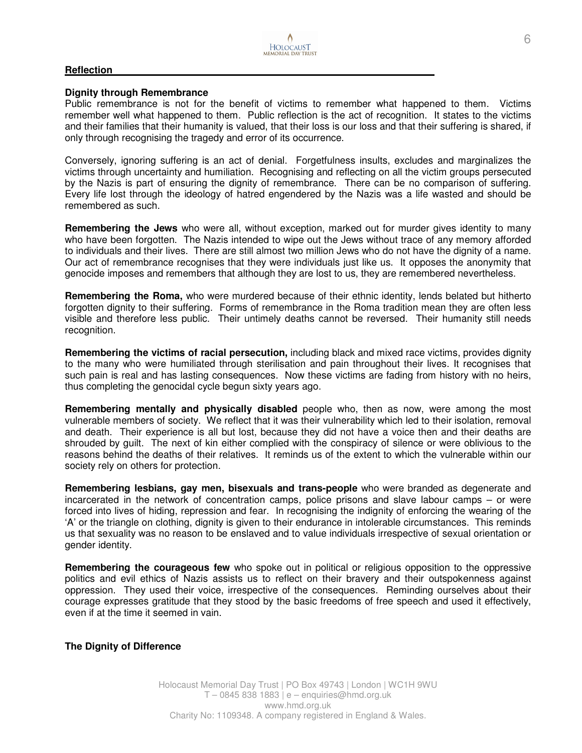## Reflection

### Dignity through Remembrance

Public remembrance is not for the benefit of victims to remember what happened to them. Victims remember well what happened to them. Public reflection is the act of recognition. It states to the victims and their families that their humanity is valued, that their loss is our loss and that their suffering is shared, if only through recognising the tragedy and error of its occurrence.

Conversely, ignoring suffering is an act of denial. Forgetfulness insults, excludes and marginalizes the victims through uncertainty and humiliation. Recognising and reflecting on all the victim groups persecuted by the Nazis is part of ensuring the dignity of remembrance. There can be no comparison of suffering. Every life lost through the ideology of hatred engendered by the Nazis was a life wasted and should be remembered as such.

**Remembering the Jews** who were all, without exception, marked out for murder gives identity to many who have been forgotten. The Nazis intended to wipe out the Jews without trace of any memory afforded to individuals and their lives. There are still almost two million Jews who do not have the dignity of a name. Our act of remembrance recognises that they were individuals just like us. It opposes the anonymity that genocide imposes and remembers that although they are lost to us, they are remembered nevertheless.

**Remembering the Roma,** who were murdered because of their ethnic identity, lends belated but hitherto forgotten dignity to their suffering. Forms of remembrance in the Roma tradition mean they are often less visible and therefore less public. Their untimely deaths cannot be reversed. Their humanity still needs recognition.

**Remembering the victims of racial persecution,** including black and mixed race victims, provides dignity to the many who were humiliated through sterilisation and pain throughout their lives. It recognises that such pain is real and has lasting consequences. Now these victims are fading from history with no heirs, thus completing the genocidal cycle begun sixty years ago.

**Remembering mentally and physically disabled** people who, then as now, were among the most vulnerable members of society. We reflect that it was their vulnerability which led to their isolation, removal and death. Their experience is all but lost, because they did not have a voice then and their deaths are shrouded by guilt. The next of kin either complied with the conspiracy of silence or were oblivious to the reasons behind the deaths of their relatives. It reminds us of the extent to which the vulnerable within our society rely on others for protection.

**Remembering lesbians, gay men, bisexuals and trans-people** who were branded as degenerate and incarcerated in the network of concentration camps, police prisons and slave labour camps – or were forced into lives of hiding, repression and fear. In recognising the indignity of enforcing the wearing of the 'A' or the triangle on clothing, dignity is given to their endurance in intolerable circumstances. This reminds us that sexuality was no reason to be enslaved and to value individuals irrespective of sexual orientation or gender identity.

**Remembering the courageous few** who spoke out in political or religious opposition to the oppressive politics and evil ethics of Nazis assists us to reflect on their bravery and their outspokenness against oppression. They used their voice, irrespective of the consequences. Reminding ourselves about their courage expresses gratitude that they stood by the basic freedoms of free speech and used it effectively, even if at the time it seemed in vain.

### The Dignity of Difference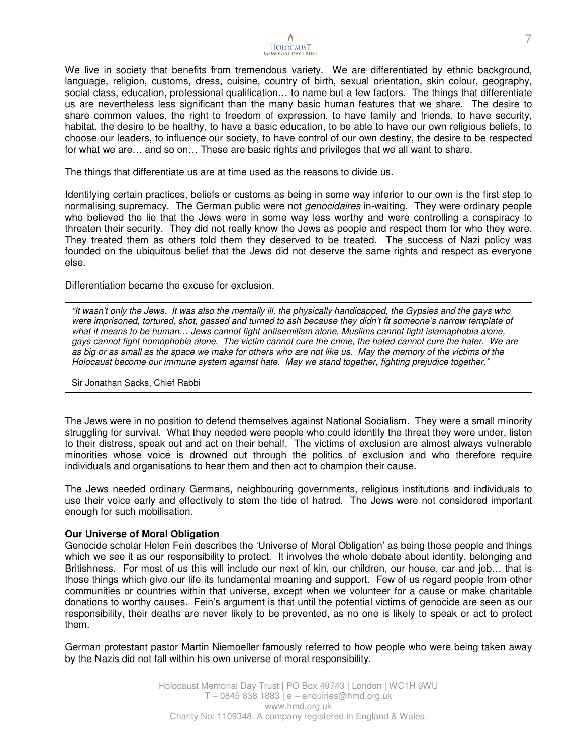We live in society that benefits from tremendous variety. We are differentiated by ethnic background, language, religion, customs, dress, cuisine, country of birth, sexual orientation, skin colour, geography, social class, education, professional qualification… to name but a few factors. The things that differentiate us are nevertheless less significant than the many basic human features that we share. The desire to share common values, the right to freedom of expression, to have family and friends, to have security, habitat, the desire to be healthy, to have a basic education, to be able to have our own religious beliefs, to choose our leaders, to influence our society, to have control of our own destiny, the desire to be respected for what we are… and so on… These are basic rights and privileges that we all want to share.

The things that differentiate us are at time used as the reasons to divide us.

Identifying certain practices, beliefs or customs as being in some way inferior to our own is the first step to normalising supremacy. The German public were not *genocidaires* in-waiting. They were ordinary people who believed the lie that the Jews were in some way less worthy and were controlling a conspiracy to threaten their security. They did not really know the Jews as people and respect them for who they were. They treated them as others told them they deserved to be treated. The success of Nazi policy was founded on the ubiquitous belief that the Jews did not deserve the same rights and respect as everyone else.

Differentiation became the excuse for exclusion.

> *"It wasn't only the Jews. It was also the mentally ill, the physically handicapped, the Gypsies and the gays who were imprisoned, tortured, shot, gassed and turned to ash because they didn't fit someone's narrow template of what it means to be human… Jews cannot fight antisemitism alone, Muslims cannot fight islamaphobia alone, gays cannot fight homophobia alone. The victim cannot cure the crime, the hated cannot cure the hater. We are as big or as small as the space we make for others who are not like us. May the memory of the victims of the Holocaust become our immune system against hate. May we stand together, fighting prejudice together."*
>
> Sir Jonathan Sacks, Chief Rabbi

The Jews were in no position to defend themselves against National Socialism. They were a small minority struggling for survival. What they needed were people who could identify the threat they were under, listen to their distress, speak out and act on their behalf. The victims of exclusion are almost always vulnerable minorities whose voice is drowned out through the politics of exclusion and who therefore require individuals and organisations to hear them and then act to champion their cause.

The Jews needed ordinary Germans, neighbouring governments, religious institutions and individuals to use their voice early and effectively to stem the tide of hatred. The Jews were not considered important enough for such mobilisation.

**Our Universe of Moral Obligation**

Genocide scholar Helen Fein describes the 'Universe of Moral Obligation' as being those people and things which we see it as our responsibility to protect. It involves the whole debate about identity, belonging and Britishness. For most of us this will include our next of kin, our children, our house, car and job… that is those things which give our life its fundamental meaning and support. Few of us regard people from other communities or countries within that universe, except when we volunteer for a cause or make charitable donations to worthy causes. Fein's argument is that until the potential victims of genocide are seen as our responsibility, their deaths are never likely to be prevented, as no one is likely to speak or act to protect them.

German protestant pastor Martin Niemoeller famously referred to how people who were being taken away by the Nazis did not fall within his own universe of moral responsibility.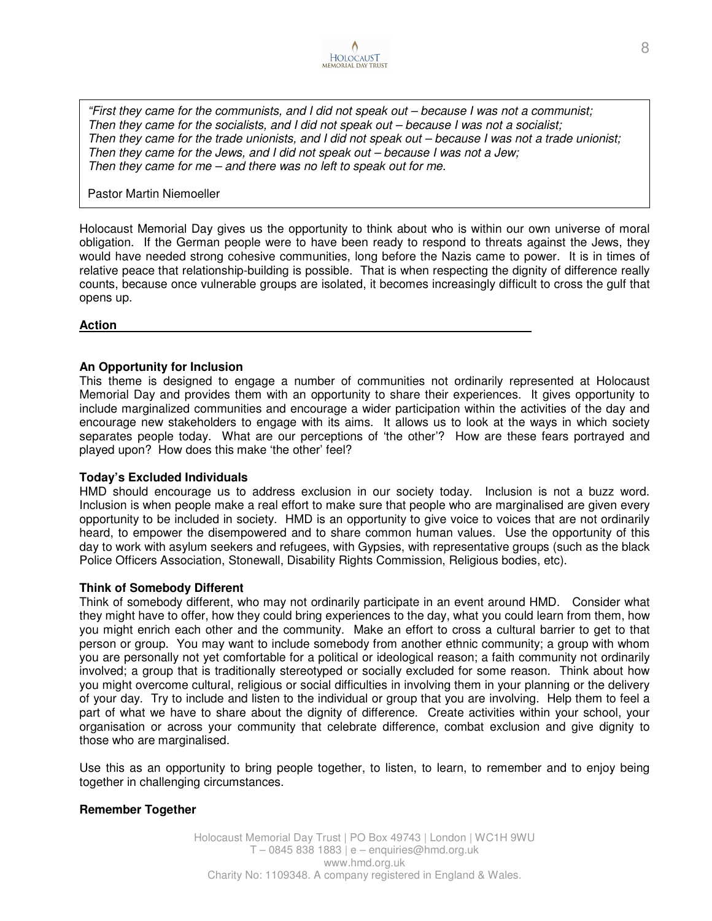*"First they came for the communists, and I did not speak out – because I was not a communist;*
*Then they came for the socialists, and I did not speak out – because I was not a socialist;*
*Then they came for the trade unionists, and I did not speak out – because I was not a trade unionist;*
*Then they came for the Jews, and I did not speak out – because I was not a Jew;*
*Then they came for me – and there was no left to speak out for me.*

Pastor Martin Niemoeller

Holocaust Memorial Day gives us the opportunity to think about who is within our own universe of moral obligation. If the German people were to have been ready to respond to threats against the Jews, they would have needed strong cohesive communities, long before the Nazis came to power. It is in times of relative peace that relationship-building is possible. That is when respecting the dignity of difference really counts, because once vulnerable groups are isolated, it becomes increasingly difficult to cross the gulf that opens up.

## Action

**An Opportunity for Inclusion**

This theme is designed to engage a number of communities not ordinarily represented at Holocaust Memorial Day and provides them with an opportunity to share their experiences. It gives opportunity to include marginalized communities and encourage a wider participation within the activities of the day and encourage new stakeholders to engage with its aims. It allows us to look at the ways in which society separates people today. What are our perceptions of 'the other'? How are these fears portrayed and played upon? How does this make 'the other' feel?

**Today's Excluded Individuals**

HMD should encourage us to address exclusion in our society today. Inclusion is not a buzz word. Inclusion is when people make a real effort to make sure that people who are marginalised are given every opportunity to be included in society. HMD is an opportunity to give voice to voices that are not ordinarily heard, to empower the disempowered and to share common human values. Use the opportunity of this day to work with asylum seekers and refugees, with Gypsies, with representative groups (such as the black Police Officers Association, Stonewall, Disability Rights Commission, Religious bodies, etc).

**Think of Somebody Different**

Think of somebody different, who may not ordinarily participate in an event around HMD. Consider what they might have to offer, how they could bring experiences to the day, what you could learn from them, how you might enrich each other and the community. Make an effort to cross a cultural barrier to get to that person or group. You may want to include somebody from another ethnic community; a group with whom you are personally not yet comfortable for a political or ideological reason; a faith community not ordinarily involved; a group that is traditionally stereotyped or socially excluded for some reason. Think about how you might overcome cultural, religious or social difficulties in involving them in your planning or the delivery of your day. Try to include and listen to the individual or group that you are involving. Help them to feel a part of what we have to share about the dignity of difference. Create activities within your school, your organisation or across your community that celebrate difference, combat exclusion and give dignity to those who are marginalised.

Use this as an opportunity to bring people together, to listen, to learn, to remember and to enjoy being together in challenging circumstances.

**Remember Together**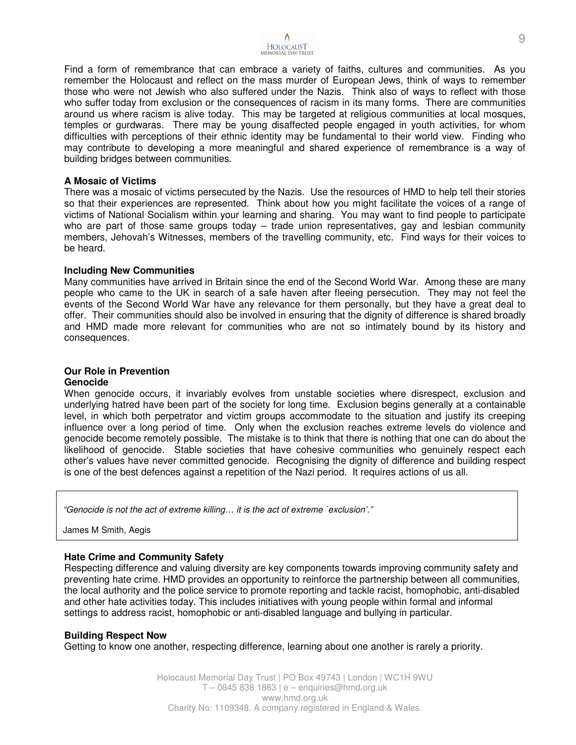Find a form of remembrance that can embrace a variety of faiths, cultures and communities. As you remember the Holocaust and reflect on the mass murder of European Jews, think of ways to remember those who were not Jewish who also suffered under the Nazis. Think also of ways to reflect with those who suffer today from exclusion or the consequences of racism in its many forms. There are communities around us where racism is alive today. This may be targeted at religious communities at local mosques, temples or gurdwaras. There may be young disaffected people engaged in youth activities, for whom difficulties with perceptions of their ethnic identity may be fundamental to their world view. Finding who may contribute to developing a more meaningful and shared experience of remembrance is a way of building bridges between communities.

**A Mosaic of Victims**

There was a mosaic of victims persecuted by the Nazis. Use the resources of HMD to help tell their stories so that their experiences are represented. Think about how you might facilitate the voices of a range of victims of National Socialism within your learning and sharing. You may want to find people to participate who are part of those same groups today – trade union representatives, gay and lesbian community members, Jehovah's Witnesses, members of the travelling community, etc. Find ways for their voices to be heard.

**Including New Communities**

Many communities have arrived in Britain since the end of the Second World War. Among these are many people who came to the UK in search of a safe haven after fleeing persecution. They may not feel the events of the Second World War have any relevance for them personally, but they have a great deal to offer. Their communities should also be involved in ensuring that the dignity of difference is shared broadly and HMD made more relevant for communities who are not so intimately bound by its history and consequences.

**Our Role in Prevention**

**Genocide**

When genocide occurs, it invariably evolves from unstable societies where disrespect, exclusion and underlying hatred have been part of the society for long time. Exclusion begins generally at a containable level, in which both perpetrator and victim groups accommodate to the situation and justify its creeping influence over a long period of time. Only when the exclusion reaches extreme levels do violence and genocide become remotely possible. The mistake is to think that there is nothing that one can do about the likelihood of genocide. Stable societies that have cohesive communities who genuinely respect each other's values have never committed genocide. Recognising the dignity of difference and building respect is one of the best defences against a repetition of the Nazi period. It requires actions of us all.

> *"Genocide is not the act of extreme killing… it is the act of extreme `exclusion'."*
>
> James M Smith, Aegis

**Hate Crime and Community Safety**

Respecting difference and valuing diversity are key components towards improving community safety and preventing hate crime. HMD provides an opportunity to reinforce the partnership between all communities, the local authority and the police service to promote reporting and tackle racist, homophobic, anti-disabled and other hate activities today. This includes initiatives with young people within formal and informal settings to address racist, homophobic or anti-disabled language and bullying in particular.

**Building Respect Now**

Getting to know one another, respecting difference, learning about one another is rarely a priority.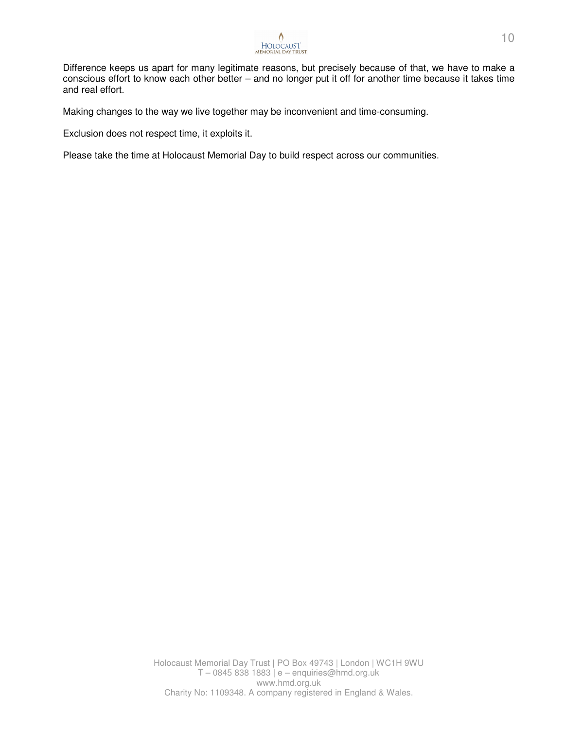Difference keeps us apart for many legitimate reasons, but precisely because of that, we have to make a conscious effort to know each other better – and no longer put it off for another time because it takes time and real effort.

Making changes to the way we live together may be inconvenient and time-consuming.

Exclusion does not respect time, it exploits it.

Please take the time at Holocaust Memorial Day to build respect across our communities.